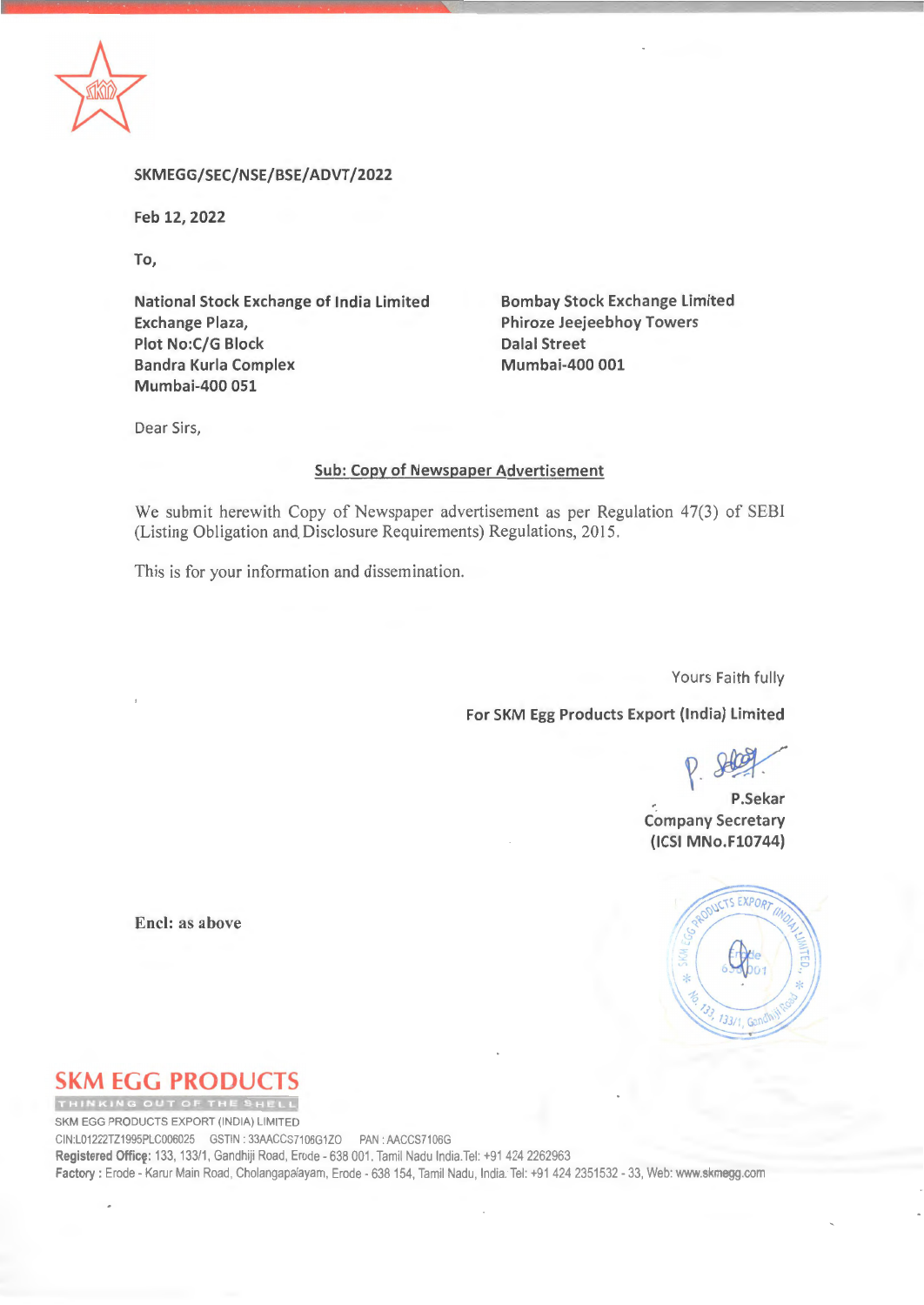SKMEGG/SEC/NSE/BSE/ADVT/2022

Feb 12, 2022

To,

**National Stock Exchange of India Limited**
**Exchange Plaza,**
**Plot No:C/G Block**
**Bandra Kurla Complex**
**Mumbai-400 051**

**Bombay Stock Exchange Limited**
**Phiroze Jeejeebhoy Towers**
**Dalal Street**
**Mumbai-400 001**

Dear Sirs,

**Sub: Copy of Newspaper Advertisement**

We submit herewith Copy of Newspaper advertisement as per Regulation 47(3) of SEBI (Listing Obligation and Disclosure Requirements) Regulations, 2015.

This is for your information and dissemination.

Yours Faith fully

**For SKM Egg Products Export (India) Limited**

**P.Sekar**
**Company Secretary**
**(ICSI MNo.F10744)**

**Encl: as above**

**SKM EGG PRODUCTS**
THINKING OUT OF THE SHELL

SKM EGG PRODUCTS EXPORT (INDIA) LIMITED
CIN:L01222TZ1995PLC006025 GSTIN : 33AACCS7106G1ZO PAN : AACCS7106G
**Registered Office:** 133, 133/1, Gandhiji Road, Erode - 638 001. Tamil Nadu India.Tel: +91 424 2262963
**Factory :** Erode - Karur Main Road, Cholangapalayam, Erode - 638 154, Tamil Nadu, India. Tel: +91 424 2351532 - 33, Web: www.skmegg.com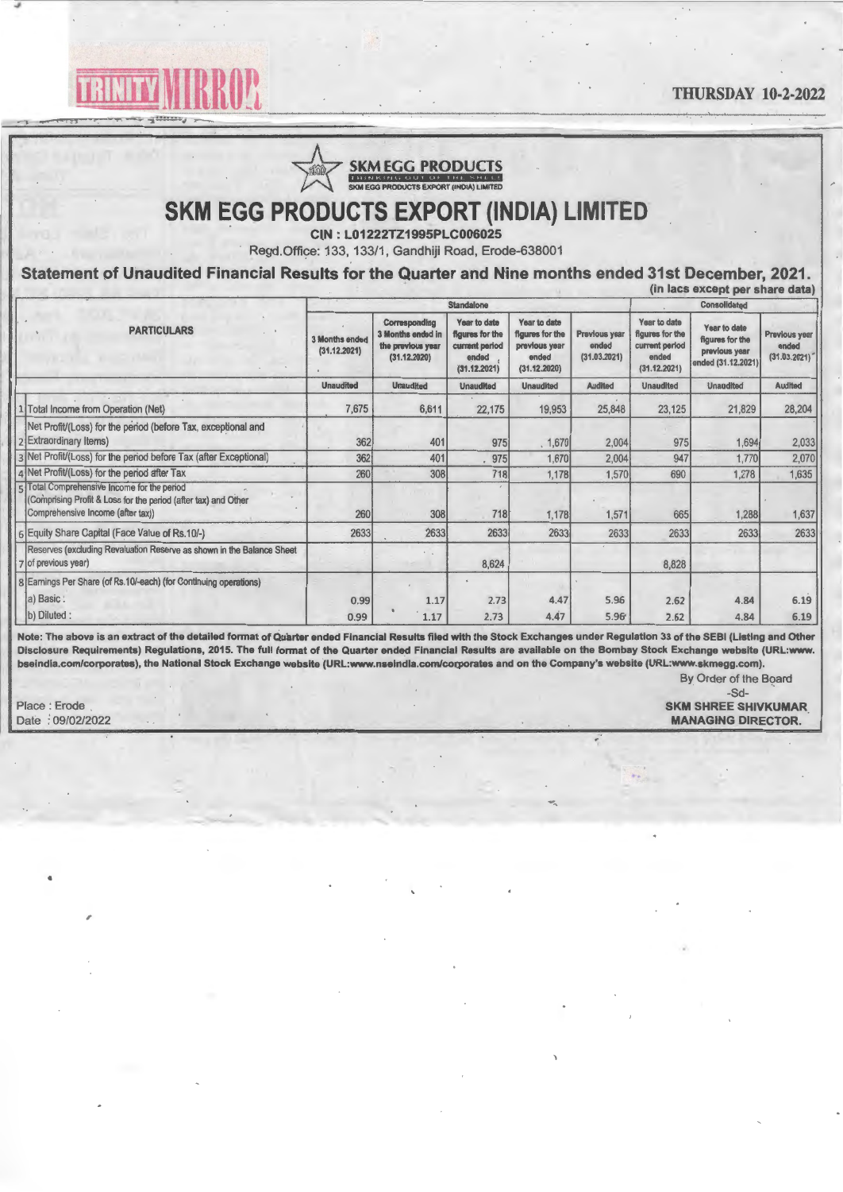**TRINITY MIRROR** | THURSDAY 10-2-2022

SKM EGG PRODUCTS

SKM EGG PRODUCTS EXPORT (INDIA) LIMITED

# SKM EGG PRODUCTS EXPORT (INDIA) LIMITED

**CIN : L01222TZ1995PLC006025**

Regd.Office: 133, 133/1, Gandhiji Road, Erode-638001

## Statement of Unaudited Financial Results for the Quarter and Nine months ended 31st December, 2021.

(in lacs except per share data)

| | PARTICULARS | Standalone | | | | | Consolidated | | |
|---|---|---|---|---|---|---|---|---|---|
| | | 3 Months ended (31.12.2021) | Corresponding 3 Months ended in the previous year (31.12.2020) | Year to date figures for the current period ended (31.12.2021) | Year to date figures for the previous year ended (31.12.2020) | Previous year ended (31.03.2021) | Year to date figures for the current period ended (31.12.2021) | Year to date figures for the previous year ended (31.12.2021) | Previous year ended (31.03.2021) |
| | | Unaudited | Unaudited | Unaudited | Unaudited | Audited | Unaudited | Unaudited | Audited |
| 1 | Total Income from Operation (Net) | 7,675 | 6,611 | 22,175 | 19,953 | 25,848 | 23,125 | 21,829 | 28,204 |
| 2 | Net Profit/(Loss) for the period (before Tax, exceptional and Extraordinary Items) | 362 | 401 | 975 | 1,670 | 2,004 | 975 | 1,694 | 2,033 |
| 3 | Net Profit/(Loss) for the period before Tax (after Exceptional) | 362 | 401 | 975 | 1,670 | 2,004 | 947 | 1,770 | 2,070 |
| 4 | Net Profit/(Loss) for the period after Tax | 260 | 308 | 718 | 1,178 | 1,570 | 690 | 1,278 | 1,635 |
| 5 | Total Comprehensive Income for the period (Comprising Profit & Loss for the period (after tax) and Other Comprehensive Income (after tax)) | 260 | 308 | 718 | 1,178 | 1,571 | 665 | 1,288 | 1,637 |
| 6 | Equity Share Capital (Face Value of Rs.10/-) | 2633 | 2633 | 2633 | 2633 | 2633 | 2633 | 2633 | 2633 |
| 7 | Reserves (excluding Revaluation Reserve as shown in the Balance Sheet of previous year) | | | 8,624 | | | 8,828 | | |
| 8 | Earnings Per Share (of Rs.10/-each) (for Continuing operations) | | | | | | | | |
| | a) Basic : | 0.99 | 1.17 | 2.73 | 4.47 | 5.96 | 2.62 | 4.84 | 6.19 |
| | b) Diluted : | 0.99 | 1.17 | 2.73 | 4.47 | 5.96 | 2.62 | 4.84 | 6.19 |

**Note: The above is an extract of the detailed format of Quarter ended Financial Results filed with the Stock Exchanges under Regulation 33 of the SEBI (Listing and Other Disclosure Requirements) Regulations, 2015. The full format of the Quarter ended Financial Results are available on the Bombay Stock Exchange website (URL:www.bseindia.com/corporates), the National Stock Exchange website (URL:www.nseindia.com/corporates and on the Company's website (URL:www.skmegg.com).**

By Order of the Board

-Sd-

**SKM SHREE SHIVKUMAR**

**MANAGING DIRECTOR.**

Place : Erode

Date : 09/02/2022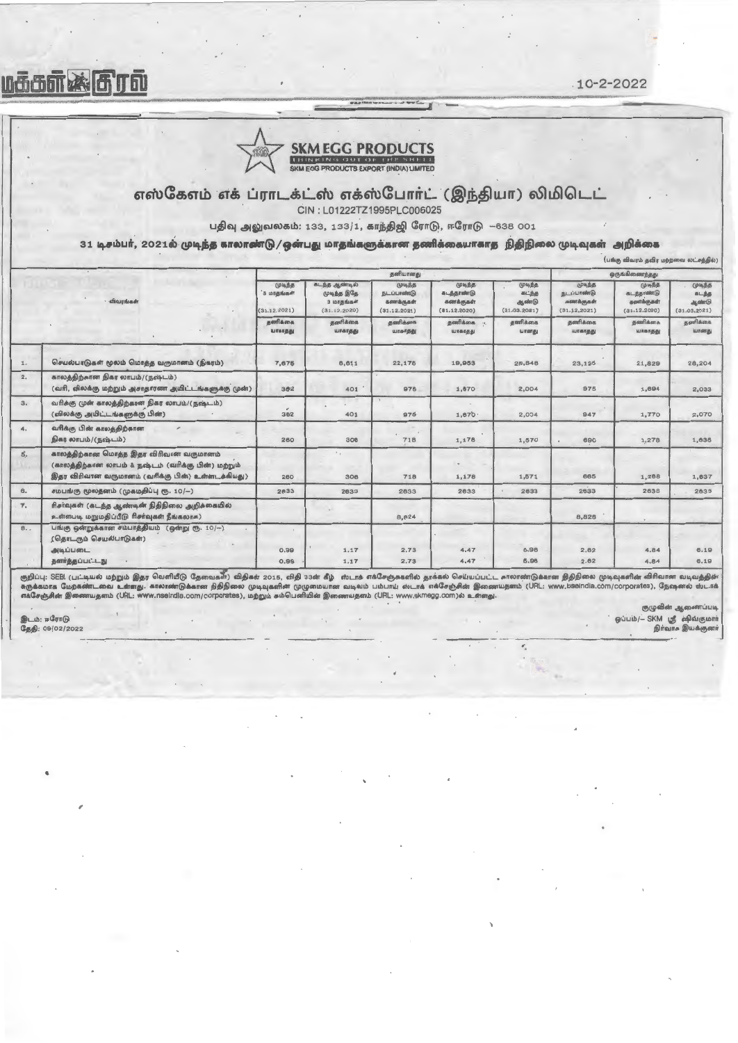மக்கள் குரல் 10-2-2022

**SKM EGG PRODUCTS**

THINKING OUT OF THE SHELL

SKM EGG PRODUCTS EXPORT (INDIA) LIMITED

# எஸ்கேஎம் எக் ப்ராடக்ட்ஸ் எக்ஸ்போர்ட் (இந்தியா) லிமிடெட்

CIN : L01222TZ1995PLC006025

பதிவு அலுவலகம்: 133, 133/1, காந்திஜி ரோடு, ஈரோடு –638 001

**31 டிசம்பர், 2021ல் முடிந்த காலாண்டு/ஒன்பது மாதங்களுக்கான தணிக்கையாகாத நிதிநிலை முடிவுகள் அறிக்கை**

(பங்கு விவரம் தவிர மற்றவை லட்சத்தில்)

| | விவரங்கள் | தனியானது | | | | | ஒருங்கிணைந்தது | | |
|---|---|---|---|---|---|---|---|---|---|
| | | முடிந்த 3 மாதங்கள் (31.12.2021) | கடந்த ஆண்டில் முடிந்த இதே 3 மாதங்கள் (31.12.2020) | முடிந்த நடப்பாண்டு கணக்குகள் (31.12.2021) | முடிந்த கடந்தாண்டு கணக்குகள் (31.12.2020) | முடிந்த கடந்த ஆண்டு (31.03.2021) | முடிந்த நடப்பாண்டு கணக்குகள் (31.12.2021) | முடிந்த கடந்தாண்டு கணக்குகள் (31.12.2020) | முடிந்த கடந்த ஆண்டு (31.03.2021) |
| | | தணிக்கை யாகாதது | தணிக்கை யாகாதது | தணிக்கை யாகாதது | தணிக்கை யாகாதது | தணிக்கை யானது | தணிக்கை யாகாதது | தணிக்கை யாகாதது | தணிக்கை யானது |
| 1. | செயல்பாடுகள் மூலம் மொத்த வருமானம் (நிகரம்) | 7,675 | 6,611 | 22,175 | 19,953 | 25,848 | 23,125 | 21,829 | 28,204 |
| 2. | காலத்திற்கான நிகர லாபம்/(நஷ்டம்) (வரி, விலக்கு மற்றும் அசாதாரண அயிட்டங்களுக்கு முன்) | 362 | 401 | 975 | 1,670 | 2,004 | 975 | 1,694 | 2,033 |
| 3. | வரிக்கு முன் காலத்திற்கான நிகர லாபம்/(நஷ்டம்) (விலக்கு அயிட்டங்களுக்கு பின்) | 362 | 401 | 975 | 1,670 | 2,004 | 947 | 1,770 | 2,070 |
| 4. | வரிக்கு பின் காலத்திற்கான நிகர லாபம்/(நஷ்டம்) | 260 | 306 | 718 | 1,178 | 1,570 | 690 | 1,278 | 1,635 |
| 5. | காலத்திற்கான மொத்த இதர விரிவான வருமானம் (காலத்திற்கான லாபம் & நஷ்டம் (வரிக்கு பின்) மற்றும் இதர விரிவான வருமானம் (வரிக்கு பின்) உள்ளடக்கியது) | 260 | 306 | 718 | 1,178 | 1,571 | 665 | 1,268 | 1,637 |
| 6. | சமபங்கு மூலதனம் (முகமதிப்பு ரூ. 10/–) | 2633 | 2633 | 2633 | 2633 | 2633 | 2633 | 2633 | 2633 |
| 7. | ரிசர்வுகள் (கடந்த ஆண்டின் நிதிநிலை அறிக்கையில் உள்ளபடி மறுமதிப்பீடு ரிசர்வுகள் நீங்கலாக) | | | 8,824 | | | 8,828 | | |
| 8. | பங்கு ஒன்றுக்கான சம்பாத்தியம் (ஒன்று ரூ. 10/–) (தொடரும் செயல்பாடுகள்) | | | | | | | | |
| | அடிப்படை | 0.99 | 1.17 | 2.73 | 4.47 | 5.96 | 2.62 | 4.84 | 6.19 |
| | தளர்த்தப்பட்டது | 0.99 | 1.17 | 2.73 | 4.47 | 5.96 | 2.62 | 4.84 | 6.19 |

குறிப்பு: SEBI (பட்டியல் மற்றும் இதர வெளியீடு தேவைகள்) விதிகள் 2015, விதி 33ன் கீழ் ஸ்டாக் எக்சேஞ்சுகளில் தாக்கல் செய்யப்பட்ட காலாண்டுக்கான நிதிநிலை முடிவுகளின் விரிவான வடிவத்தின் சுருக்கமாக மேற்கண்டவை உள்ளது. காலாண்டுக்கான நிதிநிலை முடிவுகளின் முழுமையான வடிவம் பம்பாய் ஸ்டாக் எக்சேஞ்சின் இணையதளம் (URL: www.bseindia.com/corporates), நேஷனல் ஸ்டாக் எக்சேஞ்சின் இணையதளம் (URL: www.nseindia.com/corporates), மற்றும் கம்பெனியின் இணையதளம் (URL: www.skmegg.com)ல் உள்ளது.

இடம்: ஈரோடு
தேதி: 09/02/2022

குழுவின் ஆணைப்படி
ஒப்பம்/– SKM ஸ்ரீ ஷிவ்குமார்
நிர்வாக இயக்குனர்